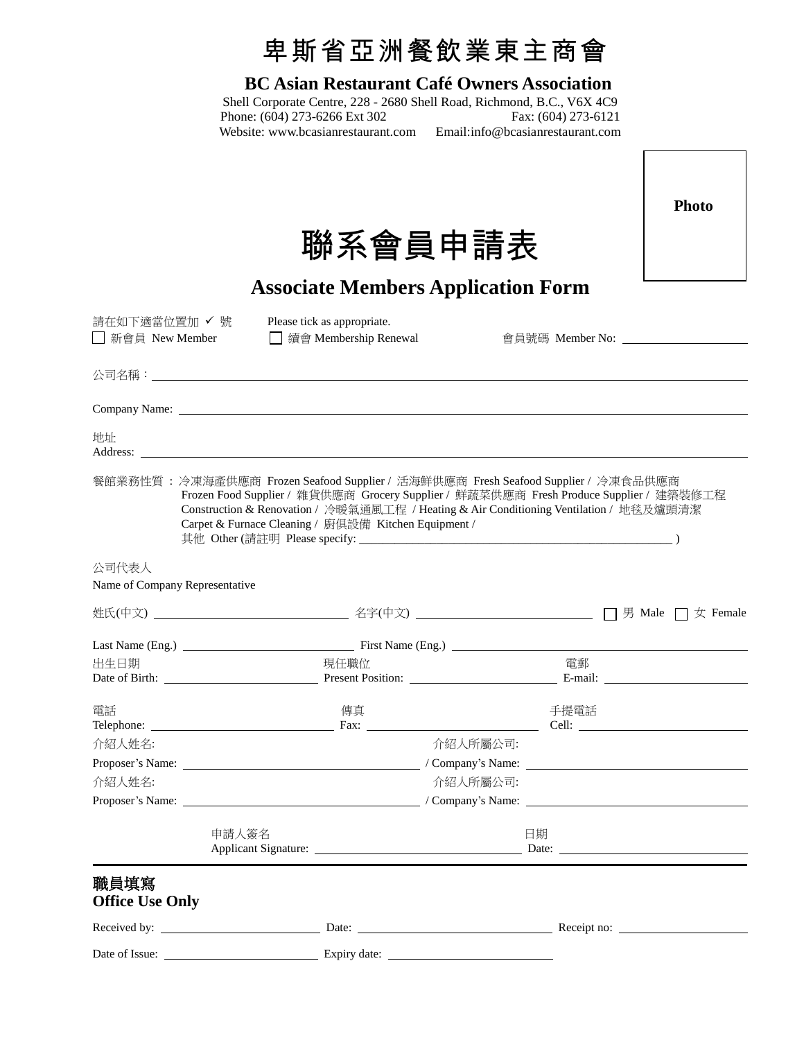# 卑斯省亞洲餐飲業東主商會

**BC Asian Restaurant Café Owners Association**

Shell Corporate Centre, 228 - 2680 Shell Road, Richmond, B.C., V6X 4C9
Phone: (604) 273-6266 Ext 302　　Fax: (604) 273-6121
Website: www.bcasianrestaurant.com　　Email:info@bcasianrestaurant.com

**Photo**

# 聯系會員申請表

## Associate Members Application Form

請在如下適當位置加 ✓ 號　　Please tick as appropriate.

☐ 新會員 New Member　　☐ 續會 Membership Renewal　　會員號碼 Member No: ____________________

公司名稱：____________________________________________________________

Company Name: ____________________________________________________________

地址
Address: ____________________________________________________________

餐館業務性質：冷凍海產供應商 Frozen Seafood Supplier / 活海鮮供應商 Fresh Seafood Supplier / 冷凍食品供應商 Frozen Food Supplier / 雜貨供應商 Grocery Supplier / 鮮蔬菜供應商 Fresh Produce Supplier / 建築裝修工程 Construction & Renovation / 冷暖氣通風工程 / Heating & Air Conditioning Ventilation / 地毯及爐頭清潔 Carpet & Furnace Cleaning / 廚俱設備 Kitchen Equipment /
其他 Other (請註明 Please specify: ____________________________________________ )

公司代表人
Name of Company Representative

姓氏(中文) ____________________ 名字(中文) ____________________ ☐ 男 Male ☐ 女 Female

Last Name (Eng.) ____________________ First Name (Eng.) ____________________

出生日期
Date of Birth: ____________________

現任職位
Present Position: ____________________

電郵
E-mail: ____________________

電話
Telephone: ____________________

傳真
Fax: ____________________

手提電話
Cell: ____________________

介紹人姓名:
Proposer's Name: ____________________

介紹人所屬公司:
/ Company's Name: ____________________

介紹人姓名:
Proposer's Name: ____________________

介紹人所屬公司:
/ Company's Name: ____________________

申請人簽名
Applicant Signature: ____________________

日期
Date: ____________________

---

**職員填寫**
**Office Use Only**

Received by: ____________________ Date: ____________________ Receipt no: ____________________

Date of Issue: ____________________ Expiry date: ____________________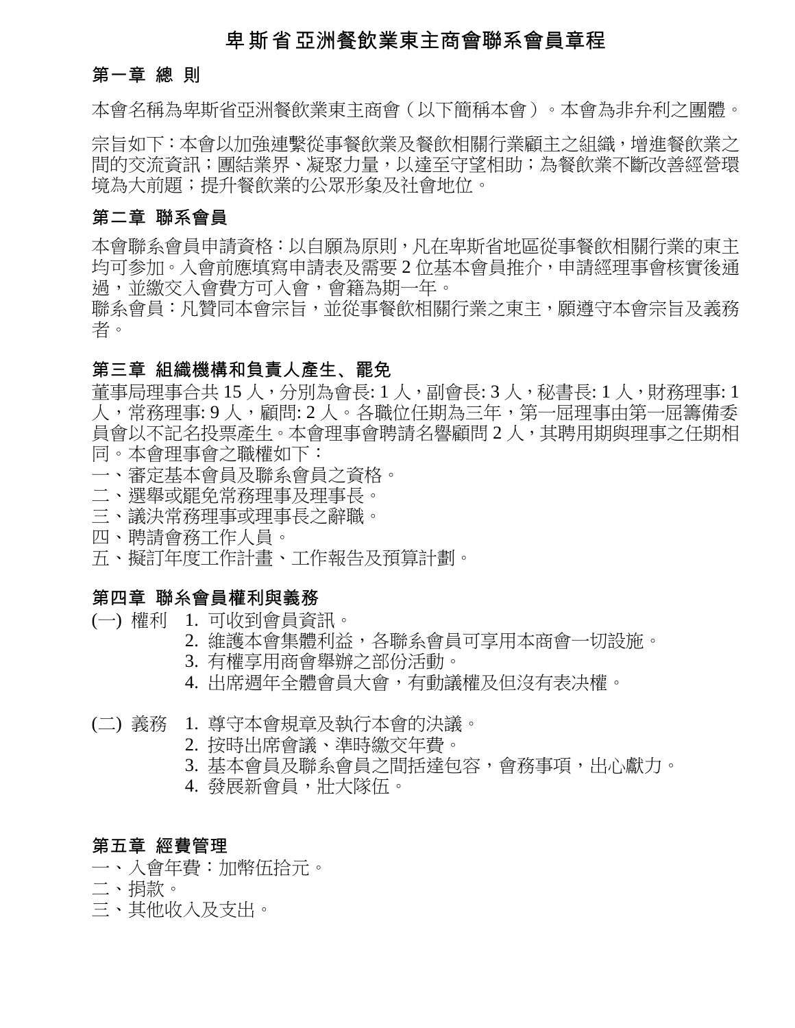# 卑斯省亞洲餐飲業東主商會聯系會員章程

## 第一章 總 則

本會名稱為卑斯省亞洲餐飲業東主商會（以下簡稱本會）。本會為非弁利之團體。

宗旨如下：本會以加強連繫從事餐飲業及餐飲相關行業顧主之組織，增進餐飲業之間的交流資訊；團結業界、凝聚力量，以達至守望相助；為餐飲業不斷改善經營環境為大前題；提升餐飲業的公眾形象及社會地位。

## 第二章 聯系會員

本會聯系會員申請資格：以自願為原則，凡在卑斯省地區從事餐飲相關行業的東主均可參加。入會前應填寫申請表及需要 2 位基本會員推介，申請經理事會核實後通過，並繳交入會費方可入會，會籍為期一年。
聯系會員：凡贊同本會宗旨，並從事餐飲相關行業之東主，願遵守本會宗旨及義務者。

## 第三章 組織機構和負責人產生、罷免

董事局理事合共 15 人，分別為會長: 1 人，副會長: 3 人，秘書長: 1 人，財務理事: 1 人，常務理事: 9 人，顧問: 2 人。各職位任期為三年，第一屆理事由第一屆籌備委員會以不記名投票產生。本會理事會聘請名譽顧問 2 人，其聘用期與理事之任期相同。本會理事會之職權如下：
一、審定基本會員及聯系會員之資格。
二、選舉或罷免常務理事及理事長。
三、議決常務理事或理事長之辭職。
四、聘請會務工作人員。
五、擬訂年度工作計畫、工作報告及預算計劃。

## 第四章 聯系會員權利與義務

(一) 權利
1. 可收到會員資訊。
2. 維護本會集體利益，各聯系會員可享用本商會一切設施。
3. 有權享用商會舉辦之部份活動。
4. 出席週年全體會員大會，有動議權及但沒有表决權。

(二) 義務
1. 尊守本會規章及執行本會的決議。
2. 按時出席會議、準時繳交年費。
3. 基本會員及聯系會員之間括達包容，會務事項，出心獻力。
4. 發展新會員，壯大隊伍。

## 第五章 經費管理

一、入會年費：加幣伍拾元。
二、捐款。
三、其他收入及支出。